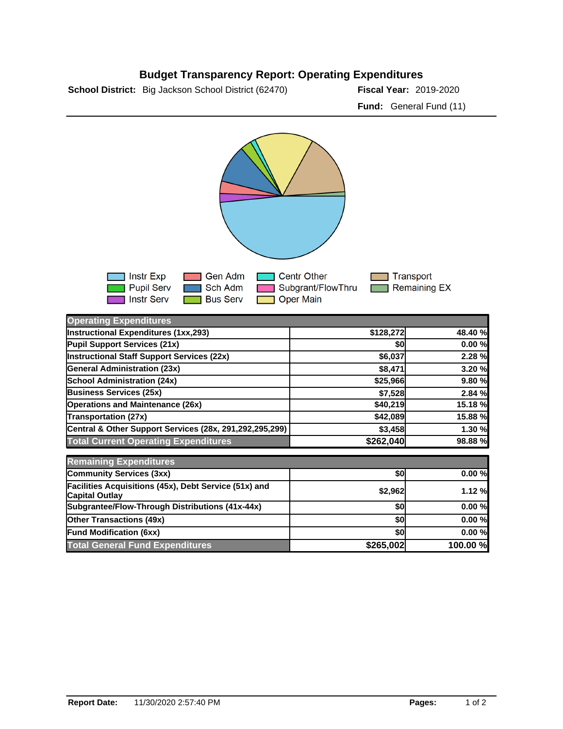# Budget Transparency Report: Operating Expenditures

**School District:** Big Jackson School District (62470)

**Fiscal Year:** 2019-2020

**Fund:** General Fund (11)

Instr Exp, Pupil Serv, Instr Serv, Gen Adm, Sch Adm, Bus Serv, Centr Other, Subgrant/FlowThru, Oper Main, Transport, Remaining EX

| Operating Expenditures | | |
|---|---|---|
| Instructional Expenditures (1xx,293) | $128,272 | 48.40 % |
| Pupil Support Services (21x) | $0 | 0.00 % |
| Instructional Staff Support Services (22x) | $6,037 | 2.28 % |
| General Administration (23x) | $8,471 | 3.20 % |
| School Administration (24x) | $25,966 | 9.80 % |
| Business Services (25x) | $7,528 | 2.84 % |
| Operations and Maintenance (26x) | $40,219 | 15.18 % |
| Transportation (27x) | $42,089 | 15.88 % |
| Central & Other Support Services (28x, 291,292,295,299) | $3,458 | 1.30 % |
| **Total Current Operating Expenditures** | **$262,040** | **98.88 %** |

| Remaining Expenditures | | |
|---|---|---|
| Community Services (3xx) | $0 | 0.00 % |
| Facilities Acquisitions (45x), Debt Service (51x) and Capital Outlay | $2,962 | 1.12 % |
| Subgrantee/Flow-Through Distributions (41x-44x) | $0 | 0.00 % |
| Other Transactions (49x) | $0 | 0.00 % |
| Fund Modification (6xx) | $0 | 0.00 % |
| **Total General Fund Expenditures** | **$265,002** | **100.00 %** |

**Report Date:** 11/30/2020 2:57:40 PM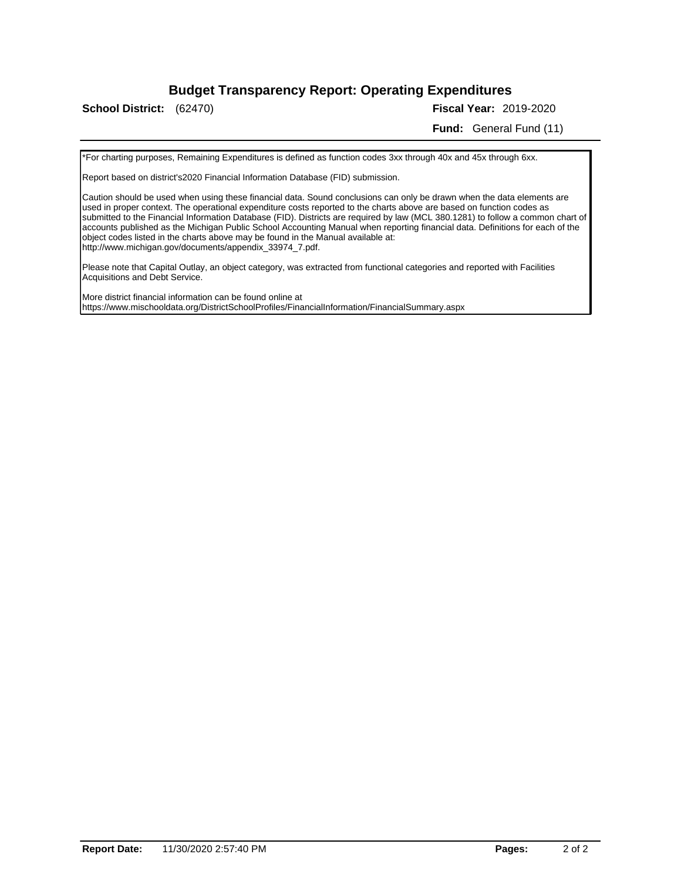## Budget Transparency Report: Operating Expenditures

**School District:** (62470)

**Fiscal Year:** 2019-2020

**Fund:** General Fund (11)

*For charting purposes, Remaining Expenditures is defined as function codes 3xx through 40x and 45x through 6xx.

Report based on district's2020 Financial Information Database (FID) submission.

Caution should be used when using these financial data. Sound conclusions can only be drawn when the data elements are used in proper context. The operational expenditure costs reported to the charts above are based on function codes as submitted to the Financial Information Database (FID). Districts are required by law (MCL 380.1281) to follow a common chart of accounts published as the Michigan Public School Accounting Manual when reporting financial data. Definitions for each of the object codes listed in the charts above may be found in the Manual available at: http://www.michigan.gov/documents/appendix_33974_7.pdf.

Please note that Capital Outlay, an object category, was extracted from functional categories and reported with Facilities Acquisitions and Debt Service.

More district financial information can be found online at https://www.mischooldata.org/DistrictSchoolProfiles/FinancialInformation/FinancialSummary.aspx

**Report Date:** 11/30/2020 2:57:40 PM